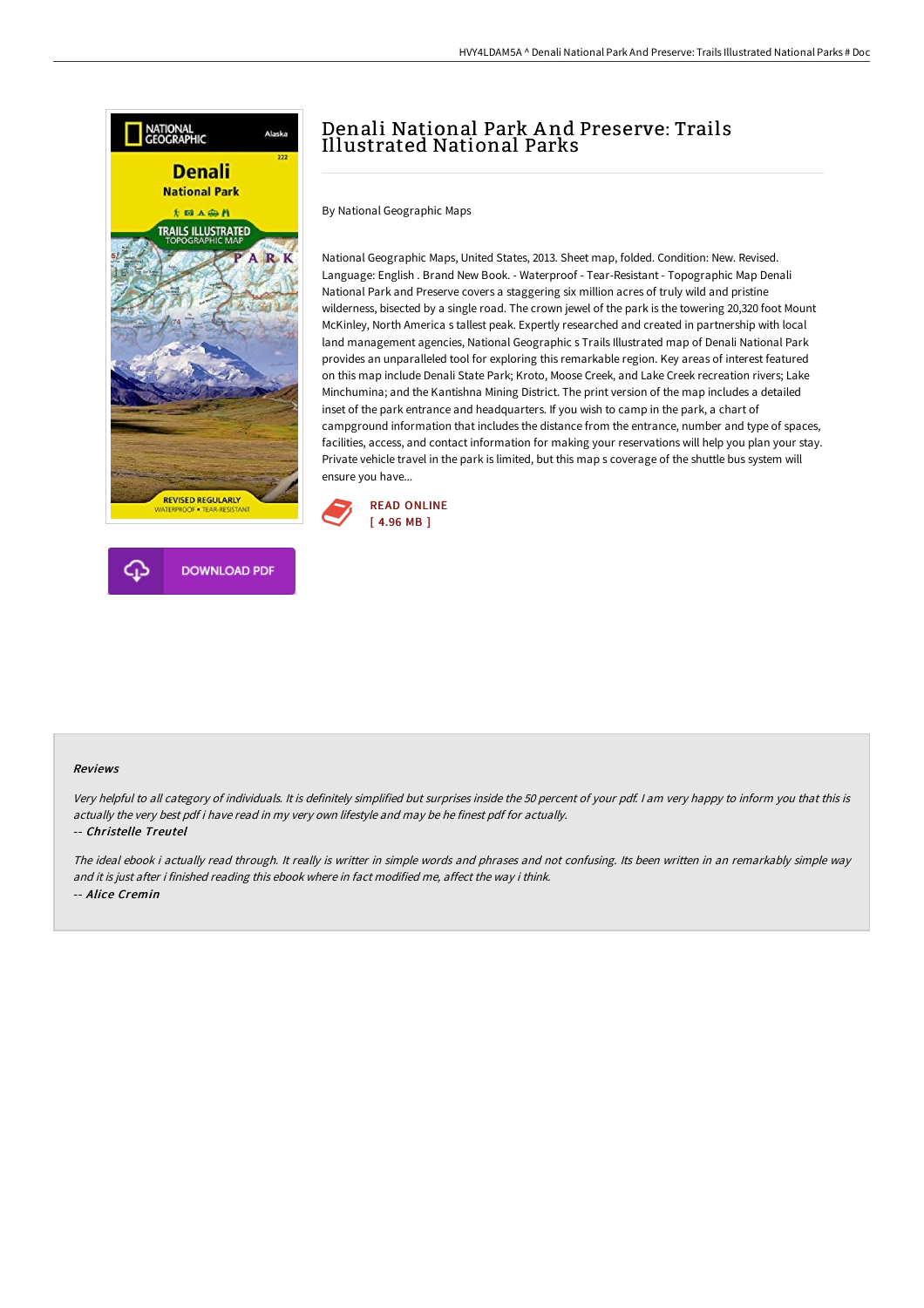# Denali National Park And Preserve: Trails Illustrated National Parks

By National Geographic Maps

National Geographic Maps, United States, 2013. Sheet map, folded. Condition: New. Revised. Language: English . Brand New Book. - Waterproof - Tear-Resistant - Topographic Map Denali National Park and Preserve covers a staggering six million acres of truly wild and pristine wilderness, bisected by a single road. The crown jewel of the park is the towering 20,320 foot Mount McKinley, North America s tallest peak. Expertly researched and created in partnership with local land management agencies, National Geographic s Trails Illustrated map of Denali National Park provides an unparalleled tool for exploring this remarkable region. Key areas of interest featured on this map include Denali State Park; Kroto, Moose Creek, and Lake Creek recreation rivers; Lake Minchumina; and the Kantishna Mining District. The print version of the map includes a detailed inset of the park entrance and headquarters. If you wish to camp in the park, a chart of campground information that includes the distance from the entrance, number and type of spaces, facilities, access, and contact information for making your reservations will help you plan your stay. Private vehicle travel in the park is limited, but this map s coverage of the shuttle bus system will ensure you have...

READ ONLINE
[ 4.96 MB ]

DOWNLOAD PDF

#### Reviews

*Very helpful to all category of individuals. It is definitely simplified but surprises inside the 50 percent of your pdf. I am very happy to inform you that this is actually the very best pdf i have read in my very own lifestyle and may be he finest pdf for actually.*

*-- Christelle Treutel*

*The ideal ebook i actually read through. It really is writter in simple words and phrases and not confusing. Its been written in an remarkably simple way and it is just after i finished reading this ebook where in fact modified me, affect the way i think.*

*-- Alice Cremin*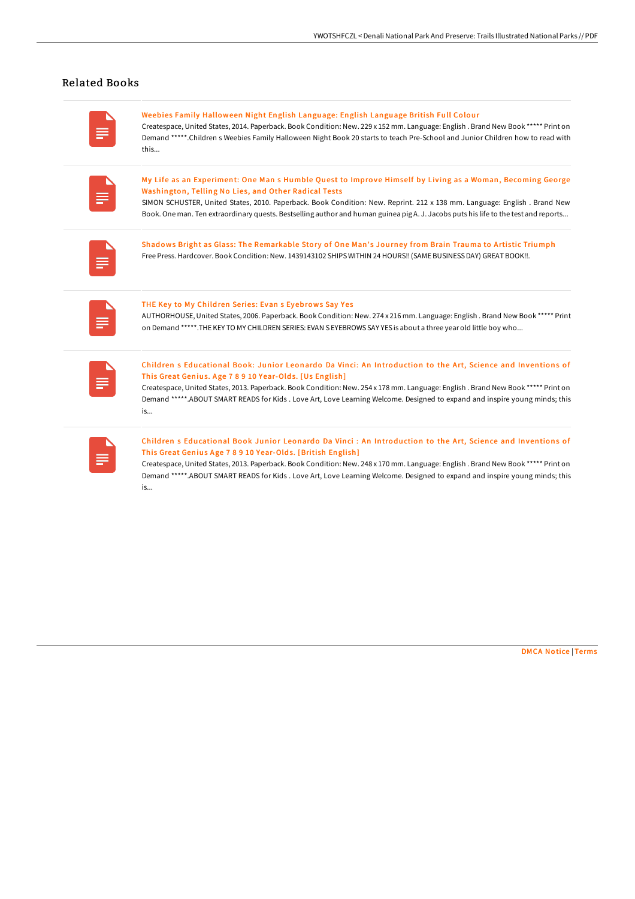## Related Books

### Weebies Family Halloween Night English Language: English Language British Full Colour

Createspace, United States, 2014. Paperback. Book Condition: New. 229 x 152 mm. Language: English . Brand New Book ***** Print on Demand *****.Children s Weebies Family Halloween Night Book 20 starts to teach Pre-School and Junior Children how to read with this...

### My Life as an Experiment: One Man s Humble Quest to Improve Himself by Living as a Woman, Becoming George Washington, Telling No Lies, and Other Radical Tests

SIMON SCHUSTER, United States, 2010. Paperback. Book Condition: New. Reprint. 212 x 138 mm. Language: English . Brand New Book. One man. Ten extraordinary quests. Bestselling author and human guinea pig A. J. Jacobs puts his life to the test and reports...

### Shadows Bright as Glass: The Remarkable Story of One Man's Journey from Brain Trauma to Artistic Triumph

Free Press. Hardcover. Book Condition: New. 1439143102 SHIPS WITHIN 24 HOURS!! (SAME BUSINESS DAY) GREAT BOOK!!.

### THE Key to My Children Series: Evan s Eyebrows Say Yes

AUTHORHOUSE, United States, 2006. Paperback. Book Condition: New. 274 x 216 mm. Language: English . Brand New Book ***** Print on Demand *****.THE KEY TO MY CHILDREN SERIES: EVAN S EYEBROWS SAY YES is about a three year old little boy who...

### Children s Educational Book: Junior Leonardo Da Vinci: An Introduction to the Art, Science and Inventions of This Great Genius. Age 7 8 9 10 Year-Olds. [Us English]

Createspace, United States, 2013. Paperback. Book Condition: New. 254 x 178 mm. Language: English . Brand New Book ***** Print on Demand *****.ABOUT SMART READS for Kids . Love Art, Love Learning Welcome. Designed to expand and inspire young minds; this is...

### Children s Educational Book Junior Leonardo Da Vinci : An Introduction to the Art, Science and Inventions of This Great Genius Age 7 8 9 10 Year-Olds. [British English]

Createspace, United States, 2013. Paperback. Book Condition: New. 248 x 170 mm. Language: English . Brand New Book ***** Print on Demand *****.ABOUT SMART READS for Kids . Love Art, Love Learning Welcome. Designed to expand and inspire young minds; this is...

DMCA Notice | Terms